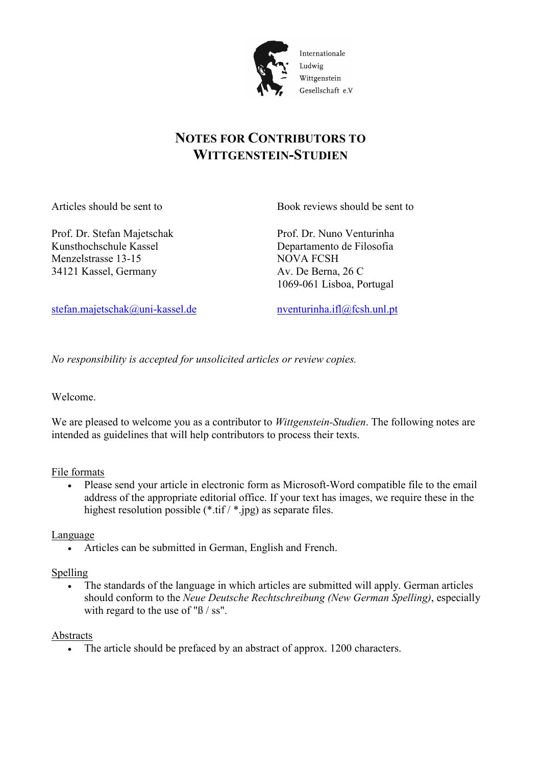Internationale Ludwig Wittgenstein Gesellschaft e.V

# Notes for Contributors to Wittgenstein-Studien

Articles should be sent to

Prof. Dr. Stefan Majetschak
Kunsthochschule Kassel
Menzelstrasse 13-15
34121 Kassel, Germany

stefan.majetschak@uni-kassel.de

Book reviews should be sent to

Prof. Dr. Nuno Venturinha
Departamento de Filosofia
NOVA FCSH
Av. De Berna, 26 C
1069-061 Lisboa, Portugal

nventurinha.ifl@fcsh.unl.pt

*No responsibility is accepted for unsolicited articles or review copies.*

Welcome.

We are pleased to welcome you as a contributor to *Wittgenstein-Studien*. The following notes are intended as guidelines that will help contributors to process their texts.

File formats

- Please send your article in electronic form as Microsoft-Word compatible file to the email address of the appropriate editorial office. If your text has images, we require these in the highest resolution possible (*.tif / *.jpg) as separate files.

Language

- Articles can be submitted in German, English and French.

Spelling

- The standards of the language in which articles are submitted will apply. German articles should conform to the *Neue Deutsche Rechtschreibung (New German Spelling)*, especially with regard to the use of "ß / ss".

Abstracts

- The article should be prefaced by an abstract of approx. 1200 characters.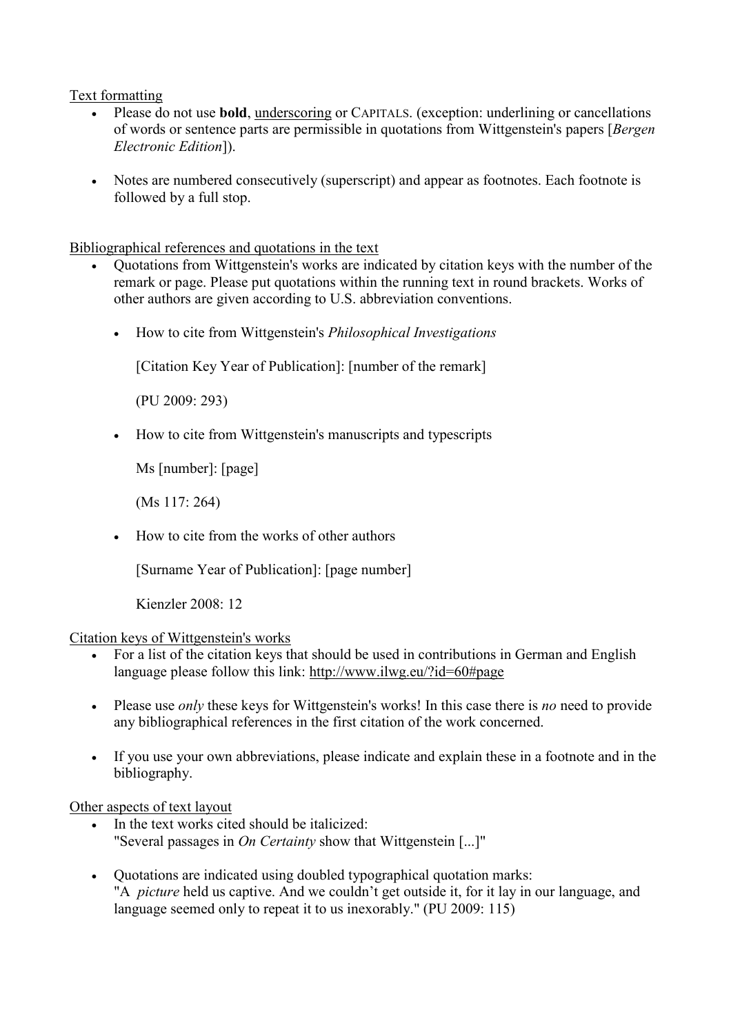Text formatting

- Please do not use **bold**, underscoring or CAPITALS. (exception: underlining or cancellations of words or sentence parts are permissible in quotations from Wittgenstein's papers [*Bergen Electronic Edition*]).
- Notes are numbered consecutively (superscript) and appear as footnotes. Each footnote is followed by a full stop.

Bibliographical references and quotations in the text

- Quotations from Wittgenstein's works are indicated by citation keys with the number of the remark or page. Please put quotations within the running text in round brackets. Works of other authors are given according to U.S. abbreviation conventions.
  - How to cite from Wittgenstein's *Philosophical Investigations*

    [Citation Key Year of Publication]: [number of the remark]

    (PU 2009: 293)

  - How to cite from Wittgenstein's manuscripts and typescripts

    Ms [number]: [page]

    (Ms 117: 264)

  - How to cite from the works of other authors

    [Surname Year of Publication]: [page number]

    Kienzler 2008: 12

Citation keys of Wittgenstein's works

- For a list of the citation keys that should be used in contributions in German and English language please follow this link: http://www.ilwg.eu/?id=60#page
- Please use *only* these keys for Wittgenstein's works! In this case there is *no* need to provide any bibliographical references in the first citation of the work concerned.
- If you use your own abbreviations, please indicate and explain these in a footnote and in the bibliography.

Other aspects of text layout

- In the text works cited should be italicized:
  "Several passages in *On Certainty* show that Wittgenstein [...]"
- Quotations are indicated using doubled typographical quotation marks:
  "A *picture* held us captive. And we couldn't get outside it, for it lay in our language, and language seemed only to repeat it to us inexorably." (PU 2009: 115)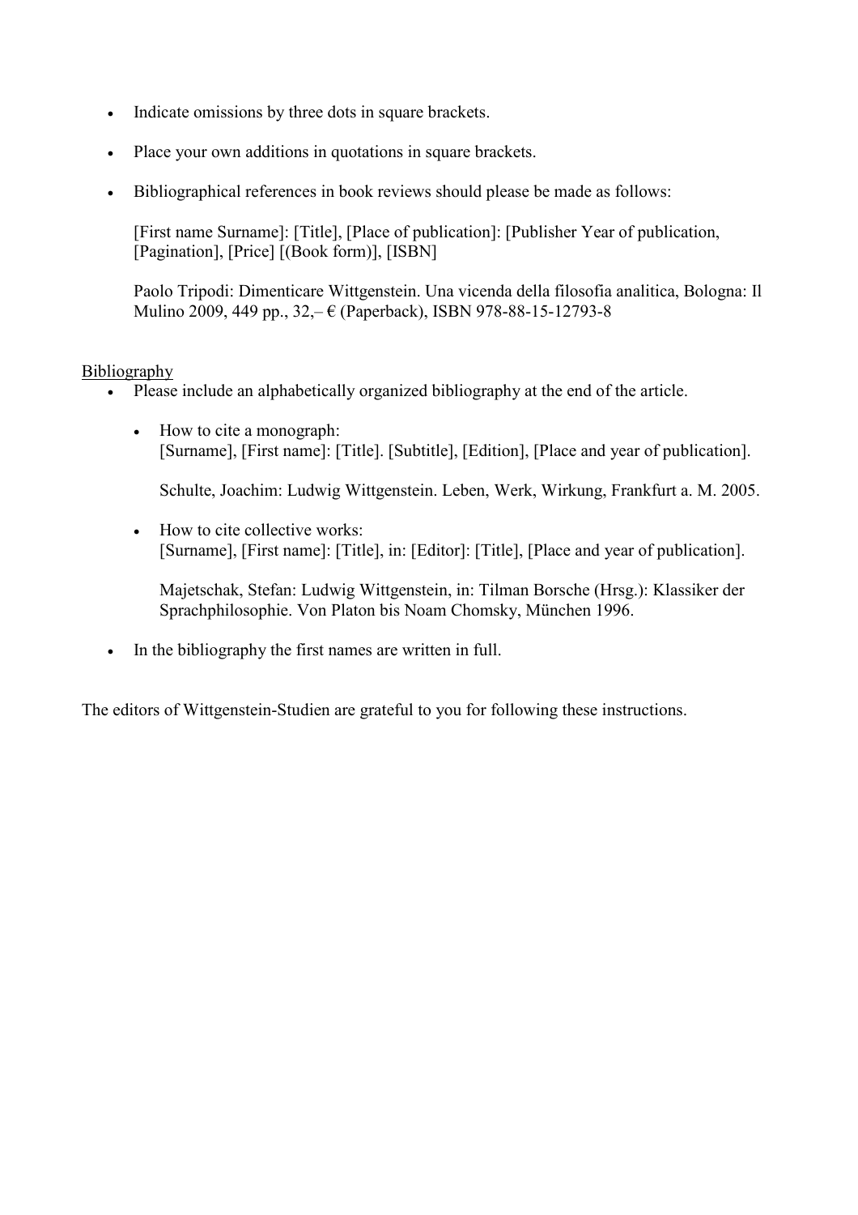- Indicate omissions by three dots in square brackets.
- Place your own additions in quotations in square brackets.
- Bibliographical references in book reviews should please be made as follows:

  [First name Surname]: [Title], [Place of publication]: [Publisher Year of publication, [Pagination], [Price] [(Book form)], [ISBN]

  Paolo Tripodi: Dimenticare Wittgenstein. Una vicenda della filosofia analitica, Bologna: Il Mulino 2009, 449 pp., 32,– € (Paperback), ISBN 978-88-15-12793-8

<u>Bibliography</u>

- Please include an alphabetically organized bibliography at the end of the article.
  - How to cite a monograph:
    [Surname], [First name]: [Title]. [Subtitle], [Edition], [Place and year of publication].

    Schulte, Joachim: Ludwig Wittgenstein. Leben, Werk, Wirkung, Frankfurt a. M. 2005.

  - How to cite collective works:
    [Surname], [First name]: [Title], in: [Editor]: [Title], [Place and year of publication].

    Majetschak, Stefan: Ludwig Wittgenstein, in: Tilman Borsche (Hrsg.): Klassiker der Sprachphilosophie. Von Platon bis Noam Chomsky, München 1996.

- In the bibliography the first names are written in full.

The editors of Wittgenstein-Studien are grateful to you for following these instructions.